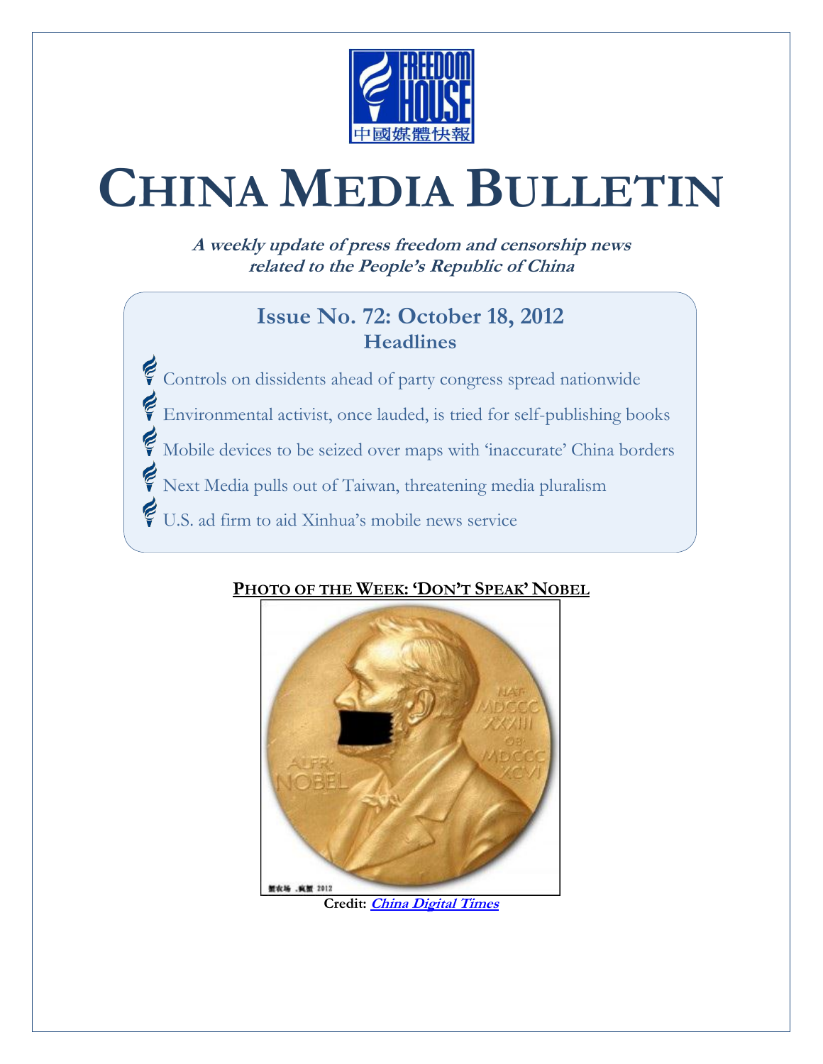中國媒體快報

# CHINA MEDIA BULLETIN

**A weekly update of press freedom and censorship news related to the People's Republic of China**

## Issue No. 72: October 18, 2012
### Headlines

- Controls on dissidents ahead of party congress spread nationwide
- Environmental activist, once lauded, is tried for self-publishing books
- Mobile devices to be seized over maps with 'inaccurate' China borders
- Next Media pulls out of Taiwan, threatening media pluralism
- U.S. ad firm to aid Xinhua's mobile news service

**PHOTO OF THE WEEK: 'DON'T SPEAK' NOBEL**

**Credit:** ***China Digital Times***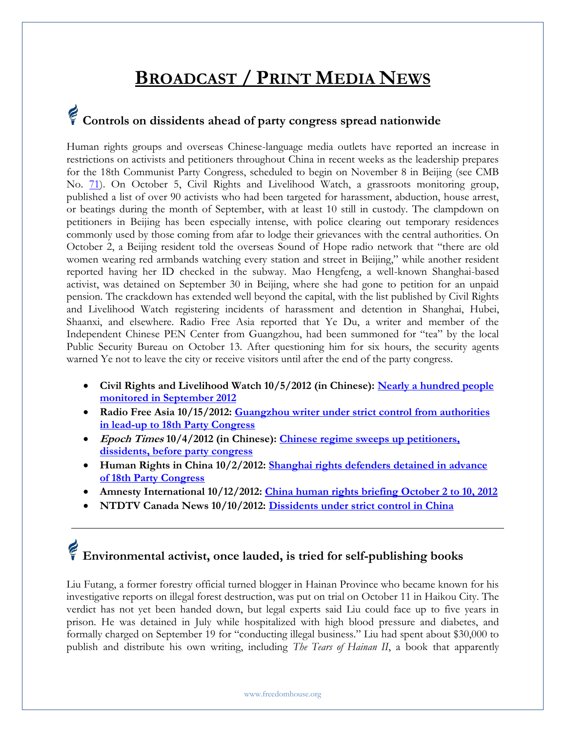# BROADCAST / PRINT MEDIA NEWS

## Controls on dissidents ahead of party congress spread nationwide

Human rights groups and overseas Chinese-language media outlets have reported an increase in restrictions on activists and petitioners throughout China in recent weeks as the leadership prepares for the 18th Communist Party Congress, scheduled to begin on November 8 in Beijing (see CMB No. 71). On October 5, Civil Rights and Livelihood Watch, a grassroots monitoring group, published a list of over 90 activists who had been targeted for harassment, abduction, house arrest, or beatings during the month of September, with at least 10 still in custody. The clampdown on petitioners in Beijing has been especially intense, with police clearing out temporary residences commonly used by those coming from afar to lodge their grievances with the central authorities. On October 2, a Beijing resident told the overseas Sound of Hope radio network that "there are old women wearing red armbands watching every station and street in Beijing," while another resident reported having her ID checked in the subway. Mao Hengfeng, a well-known Shanghai-based activist, was detained on September 30 in Beijing, where she had gone to petition for an unpaid pension. The crackdown has extended well beyond the capital, with the list published by Civil Rights and Livelihood Watch registering incidents of harassment and detention in Shanghai, Hubei, Shaanxi, and elsewhere. Radio Free Asia reported that Ye Du, a writer and member of the Independent Chinese PEN Center from Guangzhou, had been summoned for "tea" by the local Public Security Bureau on October 13. After questioning him for six hours, the security agents warned Ye not to leave the city or receive visitors until after the end of the party congress.

- **Civil Rights and Livelihood Watch 10/5/2012 (in Chinese): Nearly a hundred people monitored in September 2012**
- **Radio Free Asia 10/15/2012: Guangzhou writer under strict control from authorities in lead-up to 18th Party Congress**
- ***Epoch Times* 10/4/2012 (in Chinese): Chinese regime sweeps up petitioners, dissidents, before party congress**
- **Human Rights in China 10/2/2012: Shanghai rights defenders detained in advance of 18th Party Congress**
- **Amnesty International 10/12/2012: China human rights briefing October 2 to 10, 2012**
- **NTDTV Canada News 10/10/2012: Dissidents under strict control in China**

---

## Environmental activist, once lauded, is tried for self-publishing books

Liu Futang, a former forestry official turned blogger in Hainan Province who became known for his investigative reports on illegal forest destruction, was put on trial on October 11 in Haikou City. The verdict has not yet been handed down, but legal experts said Liu could face up to five years in prison. He was detained in July while hospitalized with high blood pressure and diabetes, and formally charged on September 19 for "conducting illegal business." Liu had spent about $30,000 to publish and distribute his own writing, including *The Tears of Hainan II*, a book that apparently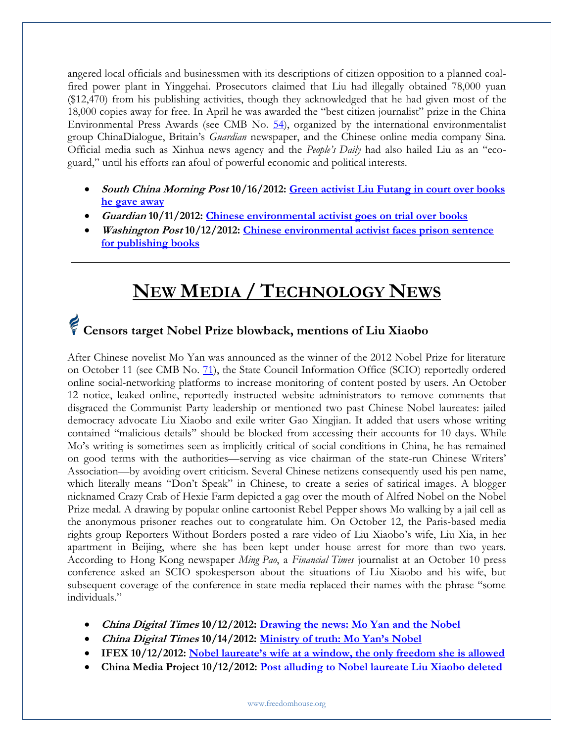angered local officials and businessmen with its descriptions of citizen opposition to a planned coal-fired power plant in Yinggehai. Prosecutors claimed that Liu had illegally obtained 78,000 yuan ($12,470) from his publishing activities, though they acknowledged that he had given most of the 18,000 copies away for free. In April he was awarded the "best citizen journalist" prize in the China Environmental Press Awards (see CMB No. 54), organized by the international environmentalist group ChinaDialogue, Britain's *Guardian* newspaper, and the Chinese online media company Sina. Official media such as Xinhua news agency and the *People's Daily* had also hailed Liu as an "eco-guard," until his efforts ran afoul of powerful economic and political interests.

- ***South China Morning Post* 10/16/2012: Green activist Liu Futang in court over books he gave away**
- ***Guardian* 10/11/2012: Chinese environmental activist goes on trial over books**
- ***Washington Post* 10/12/2012: Chinese environmental activist faces prison sentence for publishing books**

---

# NEW MEDIA / TECHNOLOGY NEWS

## Censors target Nobel Prize blowback, mentions of Liu Xiaobo

After Chinese novelist Mo Yan was announced as the winner of the 2012 Nobel Prize for literature on October 11 (see CMB No. 71), the State Council Information Office (SCIO) reportedly ordered online social-networking platforms to increase monitoring of content posted by users. An October 12 notice, leaked online, reportedly instructed website administrators to remove comments that disgraced the Communist Party leadership or mentioned two past Chinese Nobel laureates: jailed democracy advocate Liu Xiaobo and exile writer Gao Xingjian. It added that users whose writing contained "malicious details" should be blocked from accessing their accounts for 10 days. While Mo's writing is sometimes seen as implicitly critical of social conditions in China, he has remained on good terms with the authorities—serving as vice chairman of the state-run Chinese Writers' Association—by avoiding overt criticism. Several Chinese netizens consequently used his pen name, which literally means "Don't Speak" in Chinese, to create a series of satirical images. A blogger nicknamed Crazy Crab of Hexie Farm depicted a gag over the mouth of Alfred Nobel on the Nobel Prize medal. A drawing by popular online cartoonist Rebel Pepper shows Mo walking by a jail cell as the anonymous prisoner reaches out to congratulate him. On October 12, the Paris-based media rights group Reporters Without Borders posted a rare video of Liu Xiaobo's wife, Liu Xia, in her apartment in Beijing, where she has been kept under house arrest for more than two years. According to Hong Kong newspaper *Ming Pao*, a *Financial Times* journalist at an October 10 press conference asked an SCIO spokesperson about the situations of Liu Xiaobo and his wife, but subsequent coverage of the conference in state media replaced their names with the phrase "some individuals."

- ***China Digital Times* 10/12/2012: Drawing the news: Mo Yan and the Nobel**
- ***China Digital Times* 10/14/2012: Ministry of truth: Mo Yan's Nobel**
- **IFEX 10/12/2012: Nobel laureate's wife at a window, the only freedom she is allowed**
- **China Media Project 10/12/2012: Post alluding to Nobel laureate Liu Xiaobo deleted**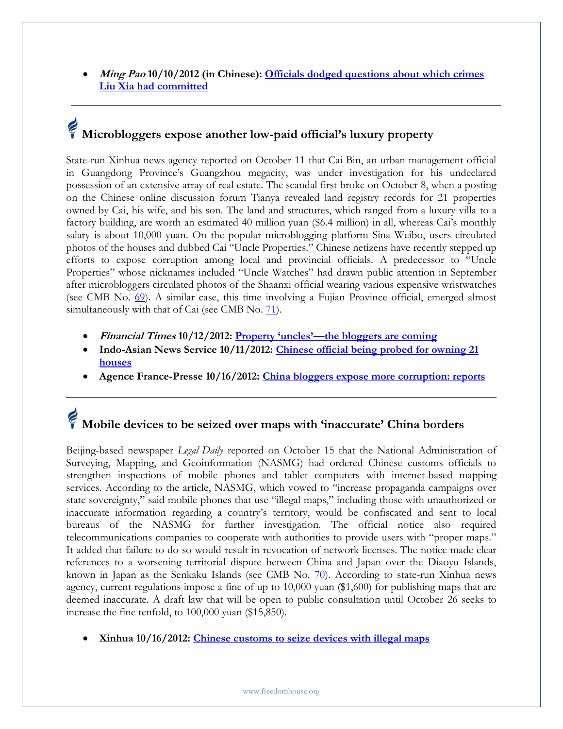- ***Ming Pao* 10/10/2012 (in Chinese): [Officials dodged questions about which crimes Liu Xia had committed]()**

---

## Microbloggers expose another low-paid official's luxury property

State-run Xinhua news agency reported on October 11 that Cai Bin, an urban management official in Guangdong Province's Guangzhou megacity, was under investigation for his undeclared possession of an extensive array of real estate. The scandal first broke on October 8, when a posting on the Chinese online discussion forum Tianya revealed land registry records for 21 properties owned by Cai, his wife, and his son. The land and structures, which ranged from a luxury villa to a factory building, are worth an estimated 40 million yuan ($6.4 million) in all, whereas Cai's monthly salary is about 10,000 yuan. On the popular microblogging platform Sina Weibo, users circulated photos of the houses and dubbed Cai "Uncle Properties." Chinese netizens have recently stepped up efforts to expose corruption among local and provincial officials. A predecessor to "Uncle Properties" whose nicknames included "Uncle Watches" had drawn public attention in September after microbloggers circulated photos of the Shaanxi official wearing various expensive wristwatches (see CMB No. [69]()). A similar case, this time involving a Fujian Province official, emerged almost simultaneously with that of Cai (see CMB No. [71]()).

- ***Financial Times* 10/12/2012: [Property 'uncles'—the bloggers are coming]()**
- **Indo-Asian News Service 10/11/2012: [Chinese official being probed for owning 21 houses]()**
- **Agence France-Presse 10/16/2012: [China bloggers expose more corruption: reports]()**

---

## Mobile devices to be seized over maps with 'inaccurate' China borders

Beijing-based newspaper *Legal Daily* reported on October 15 that the National Administration of Surveying, Mapping, and Geoinformation (NASMG) had ordered Chinese customs officials to strengthen inspections of mobile phones and tablet computers with internet-based mapping services. According to the article, NASMG, which vowed to "increase propaganda campaigns over state sovereignty," said mobile phones that use "illegal maps," including those with unauthorized or inaccurate information regarding a country's territory, would be confiscated and sent to local bureaus of the NASMG for further investigation. The official notice also required telecommunications companies to cooperate with authorities to provide users with "proper maps." It added that failure to do so would result in revocation of network licenses. The notice made clear references to a worsening territorial dispute between China and Japan over the Diaoyu Islands, known in Japan as the Senkaku Islands (see CMB No. [70]()). According to state-run Xinhua news agency, current regulations impose a fine of up to 10,000 yuan ($1,600) for publishing maps that are deemed inaccurate. A draft law that will be open to public consultation until October 26 seeks to increase the fine tenfold, to 100,000 yuan ($15,850).

- **Xinhua 10/16/2012: [Chinese customs to seize devices with illegal maps]()**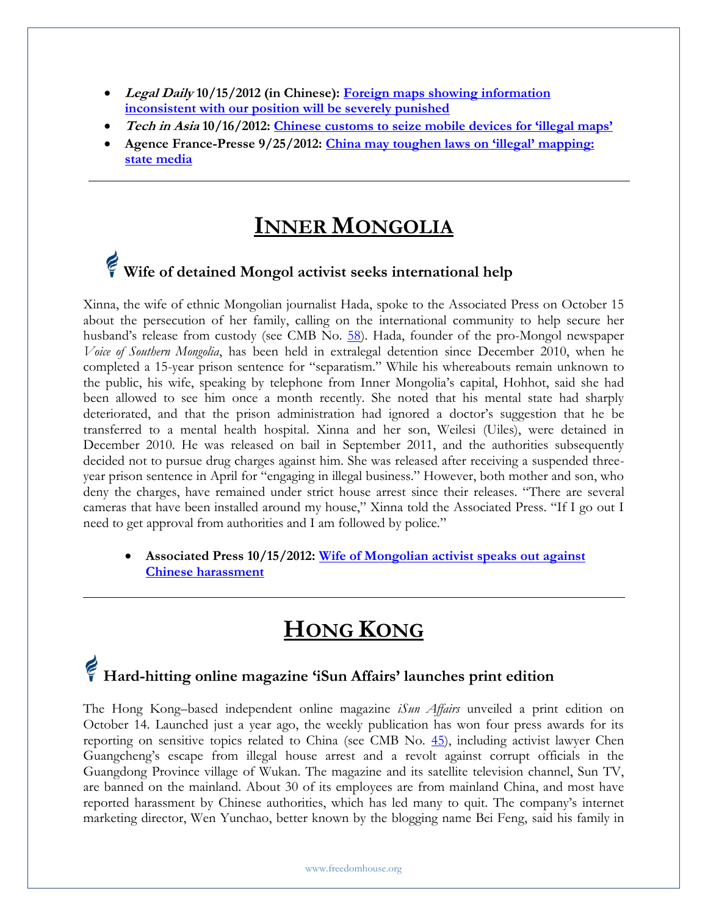- ***Legal Daily* 10/15/2012 (in Chinese): [Foreign maps showing information inconsistent with our position will be severely punished]()**
- ***Tech in Asia* 10/16/2012: [Chinese customs to seize mobile devices for 'illegal maps']()**
- **Agence France-Presse 9/25/2012: [China may toughen laws on 'illegal' mapping: state media]()**

---

# INNER MONGOLIA

## Wife of detained Mongol activist seeks international help

Xinna, the wife of ethnic Mongolian journalist Hada, spoke to the Associated Press on October 15 about the persecution of her family, calling on the international community to help secure her husband's release from custody (see CMB No. [58]()). Hada, founder of the pro-Mongol newspaper *Voice of Southern Mongolia*, has been held in extralegal detention since December 2010, when he completed a 15-year prison sentence for "separatism." While his whereabouts remain unknown to the public, his wife, speaking by telephone from Inner Mongolia's capital, Hohhot, said she had been allowed to see him once a month recently. She noted that his mental state had sharply deteriorated, and that the prison administration had ignored a doctor's suggestion that he be transferred to a mental health hospital. Xinna and her son, Weilesi (Uiles), were detained in December 2010. He was released on bail in September 2011, and the authorities subsequently decided not to pursue drug charges against him. She was released after receiving a suspended three-year prison sentence in April for "engaging in illegal business." However, both mother and son, who deny the charges, have remained under strict house arrest since their releases. "There are several cameras that have been installed around my house," Xinna told the Associated Press. "If I go out I need to get approval from authorities and I am followed by police."

- **Associated Press 10/15/2012: [Wife of Mongolian activist speaks out against Chinese harassment]()**

---

# HONG KONG

## Hard-hitting online magazine 'iSun Affairs' launches print edition

The Hong Kong–based independent online magazine *iSun Affairs* unveiled a print edition on October 14. Launched just a year ago, the weekly publication has won four press awards for its reporting on sensitive topics related to China (see CMB No. [45]()), including activist lawyer Chen Guangcheng's escape from illegal house arrest and a revolt against corrupt officials in the Guangdong Province village of Wukan. The magazine and its satellite television channel, Sun TV, are banned on the mainland. About 30 of its employees are from mainland China, and most have reported harassment by Chinese authorities, which has led many to quit. The company's internet marketing director, Wen Yunchao, better known by the blogging name Bei Feng, said his family in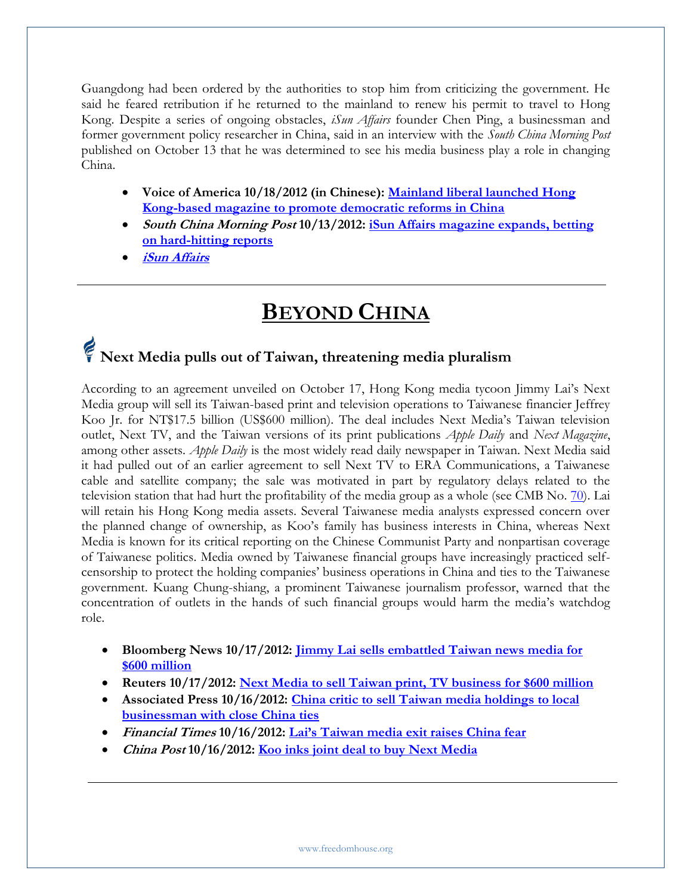Guangdong had been ordered by the authorities to stop him from criticizing the government. He said he feared retribution if he returned to the mainland to renew his permit to travel to Hong Kong. Despite a series of ongoing obstacles, *iSun Affairs* founder Chen Ping, a businessman and former government policy researcher in China, said in an interview with the *South China Morning Post* published on October 13 that he was determined to see his media business play a role in changing China.

- **Voice of America 10/18/2012 (in Chinese): Mainland liberal launched Hong Kong-based magazine to promote democratic reforms in China**
- ***South China Morning Post* 10/13/2012: iSun Affairs magazine expands, betting on hard-hitting reports**
- ***iSun Affairs***

---

# BEYOND CHINA

## Next Media pulls out of Taiwan, threatening media pluralism

According to an agreement unveiled on October 17, Hong Kong media tycoon Jimmy Lai's Next Media group will sell its Taiwan-based print and television operations to Taiwanese financier Jeffrey Koo Jr. for NT$17.5 billion (US$600 million). The deal includes Next Media's Taiwan television outlet, Next TV, and the Taiwan versions of its print publications *Apple Daily* and *Next Magazine*, among other assets. *Apple Daily* is the most widely read daily newspaper in Taiwan. Next Media said it had pulled out of an earlier agreement to sell Next TV to ERA Communications, a Taiwanese cable and satellite company; the sale was motivated in part by regulatory delays related to the television station that had hurt the profitability of the media group as a whole (see CMB No. 70). Lai will retain his Hong Kong media assets. Several Taiwanese media analysts expressed concern over the planned change of ownership, as Koo's family has business interests in China, whereas Next Media is known for its critical reporting on the Chinese Communist Party and nonpartisan coverage of Taiwanese politics. Media owned by Taiwanese financial groups have increasingly practiced self-censorship to protect the holding companies' business operations in China and ties to the Taiwanese government. Kuang Chung-shiang, a prominent Taiwanese journalism professor, warned that the concentration of outlets in the hands of such financial groups would harm the media's watchdog role.

- **Bloomberg News 10/17/2012: Jimmy Lai sells embattled Taiwan news media for $600 million**
- **Reuters 10/17/2012: Next Media to sell Taiwan print, TV business for $600 million**
- **Associated Press 10/16/2012: China critic to sell Taiwan media holdings to local businessman with close China ties**
- ***Financial Times* 10/16/2012: Lai's Taiwan media exit raises China fear**
- ***China Post* 10/16/2012: Koo inks joint deal to buy Next Media**

---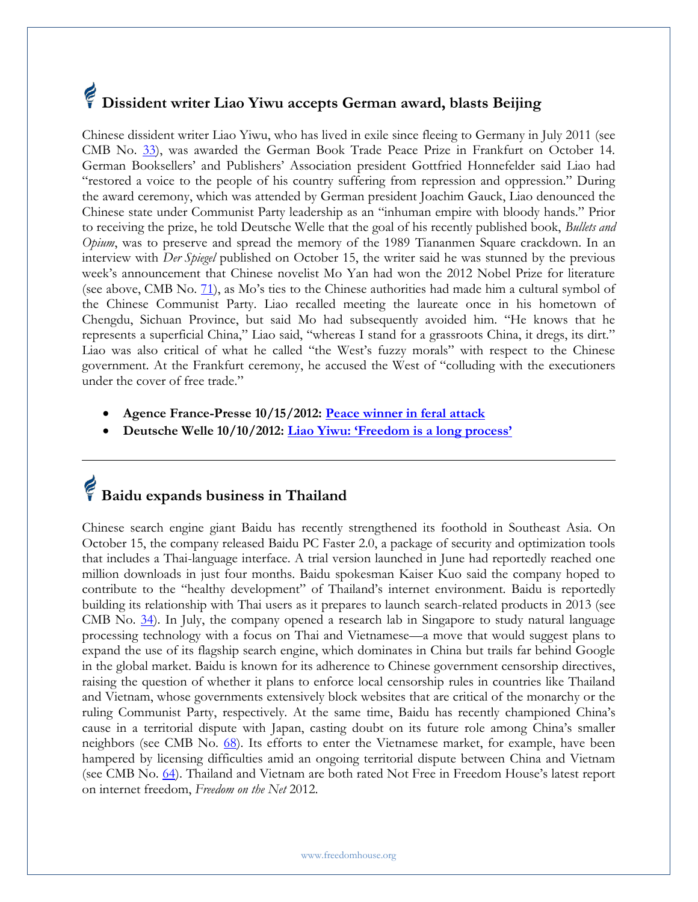## Dissident writer Liao Yiwu accepts German award, blasts Beijing

Chinese dissident writer Liao Yiwu, who has lived in exile since fleeing to Germany in July 2011 (see CMB No. 33), was awarded the German Book Trade Peace Prize in Frankfurt on October 14. German Booksellers' and Publishers' Association president Gottfried Honnefelder said Liao had "restored a voice to the people of his country suffering from repression and oppression." During the award ceremony, which was attended by German president Joachim Gauck, Liao denounced the Chinese state under Communist Party leadership as an "inhuman empire with bloody hands." Prior to receiving the prize, he told Deutsche Welle that the goal of his recently published book, *Bullets and Opium*, was to preserve and spread the memory of the 1989 Tiananmen Square crackdown. In an interview with *Der Spiegel* published on October 15, the writer said he was stunned by the previous week's announcement that Chinese novelist Mo Yan had won the 2012 Nobel Prize for literature (see above, CMB No. 71), as Mo's ties to the Chinese authorities had made him a cultural symbol of the Chinese Communist Party. Liao recalled meeting the laureate once in his hometown of Chengdu, Sichuan Province, but said Mo had subsequently avoided him. "He knows that he represents a superficial China," Liao said, "whereas I stand for a grassroots China, it dregs, its dirt." Liao was also critical of what he called "the West's fuzzy morals" with respect to the Chinese government. At the Frankfurt ceremony, he accused the West of "colluding with the executioners under the cover of free trade."

- **Agence France-Presse 10/15/2012: Peace winner in feral attack**
- **Deutsche Welle 10/10/2012: Liao Yiwu: 'Freedom is a long process'**

---

## Baidu expands business in Thailand

Chinese search engine giant Baidu has recently strengthened its foothold in Southeast Asia. On October 15, the company released Baidu PC Faster 2.0, a package of security and optimization tools that includes a Thai-language interface. A trial version launched in June had reportedly reached one million downloads in just four months. Baidu spokesman Kaiser Kuo said the company hoped to contribute to the "healthy development" of Thailand's internet environment. Baidu is reportedly building its relationship with Thai users as it prepares to launch search-related products in 2013 (see CMB No. 34). In July, the company opened a research lab in Singapore to study natural language processing technology with a focus on Thai and Vietnamese—a move that would suggest plans to expand the use of its flagship search engine, which dominates in China but trails far behind Google in the global market. Baidu is known for its adherence to Chinese government censorship directives, raising the question of whether it plans to enforce local censorship rules in countries like Thailand and Vietnam, whose governments extensively block websites that are critical of the monarchy or the ruling Communist Party, respectively. At the same time, Baidu has recently championed China's cause in a territorial dispute with Japan, casting doubt on its future role among China's smaller neighbors (see CMB No. 68). Its efforts to enter the Vietnamese market, for example, have been hampered by licensing difficulties amid an ongoing territorial dispute between China and Vietnam (see CMB No. 64). Thailand and Vietnam are both rated Not Free in Freedom House's latest report on internet freedom, *Freedom on the Net* 2012.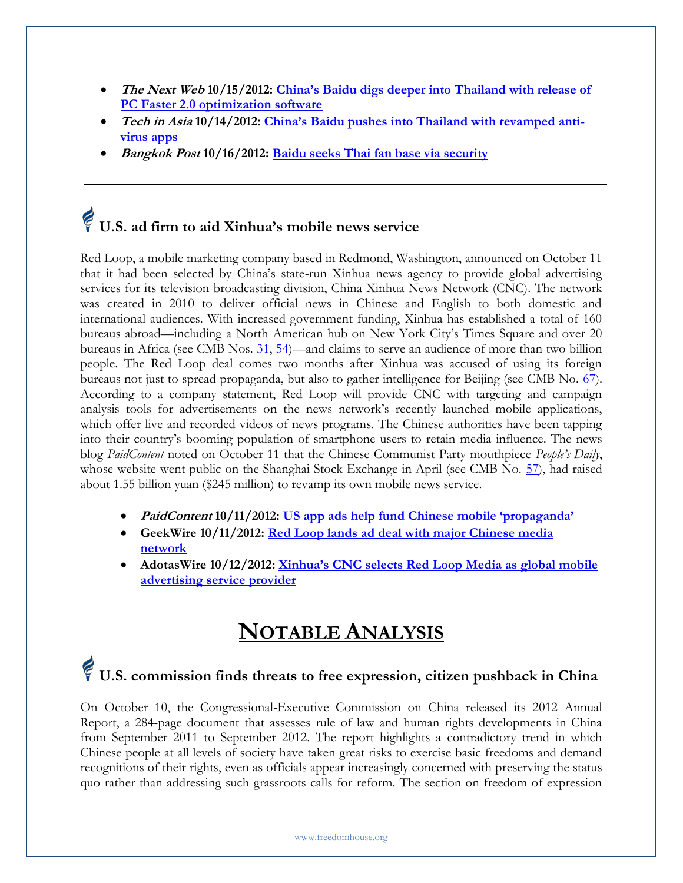- ***The Next Web*** **10/15/2012: [China's Baidu digs deeper into Thailand with release of PC Faster 2.0 optimization software]**
- ***Tech in Asia*** **10/14/2012: [China's Baidu pushes into Thailand with revamped anti-virus apps]**
- ***Bangkok Post*** **10/16/2012: [Baidu seeks Thai fan base via security]**

---

## U.S. ad firm to aid Xinhua's mobile news service

Red Loop, a mobile marketing company based in Redmond, Washington, announced on October 11 that it had been selected by China's state-run Xinhua news agency to provide global advertising services for its television broadcasting division, China Xinhua News Network (CNC). The network was created in 2010 to deliver official news in Chinese and English to both domestic and international audiences. With increased government funding, Xinhua has established a total of 160 bureaus abroad—including a North American hub on New York City's Times Square and over 20 bureaus in Africa (see CMB Nos. 31, 54)—and claims to serve an audience of more than two billion people. The Red Loop deal comes two months after Xinhua was accused of using its foreign bureaus not just to spread propaganda, but also to gather intelligence for Beijing (see CMB No. 67). According to a company statement, Red Loop will provide CNC with targeting and campaign analysis tools for advertisements on the news network's recently launched mobile applications, which offer live and recorded videos of news programs. The Chinese authorities have been tapping into their country's booming population of smartphone users to retain media influence. The news blog *PaidContent* noted on October 11 that the Chinese Communist Party mouthpiece *People's Daily*, whose website went public on the Shanghai Stock Exchange in April (see CMB No. 57), had raised about 1.55 billion yuan ($245 million) to revamp its own mobile news service.

- ***PaidContent*** **10/11/2012: [US app ads help fund Chinese mobile 'propaganda']**
- **GeekWire 10/11/2012: [Red Loop lands ad deal with major Chinese media network]**
- **AdotasWire 10/12/2012: [Xinhua's CNC selects Red Loop Media as global mobile advertising service provider]**

---

# NOTABLE ANALYSIS

## U.S. commission finds threats to free expression, citizen pushback in China

On October 10, the Congressional-Executive Commission on China released its 2012 Annual Report, a 284-page document that assesses rule of law and human rights developments in China from September 2011 to September 2012. The report highlights a contradictory trend in which Chinese people at all levels of society have taken great risks to exercise basic freedoms and demand recognitions of their rights, even as officials appear increasingly concerned with preserving the status quo rather than addressing such grassroots calls for reform. The section on freedom of expression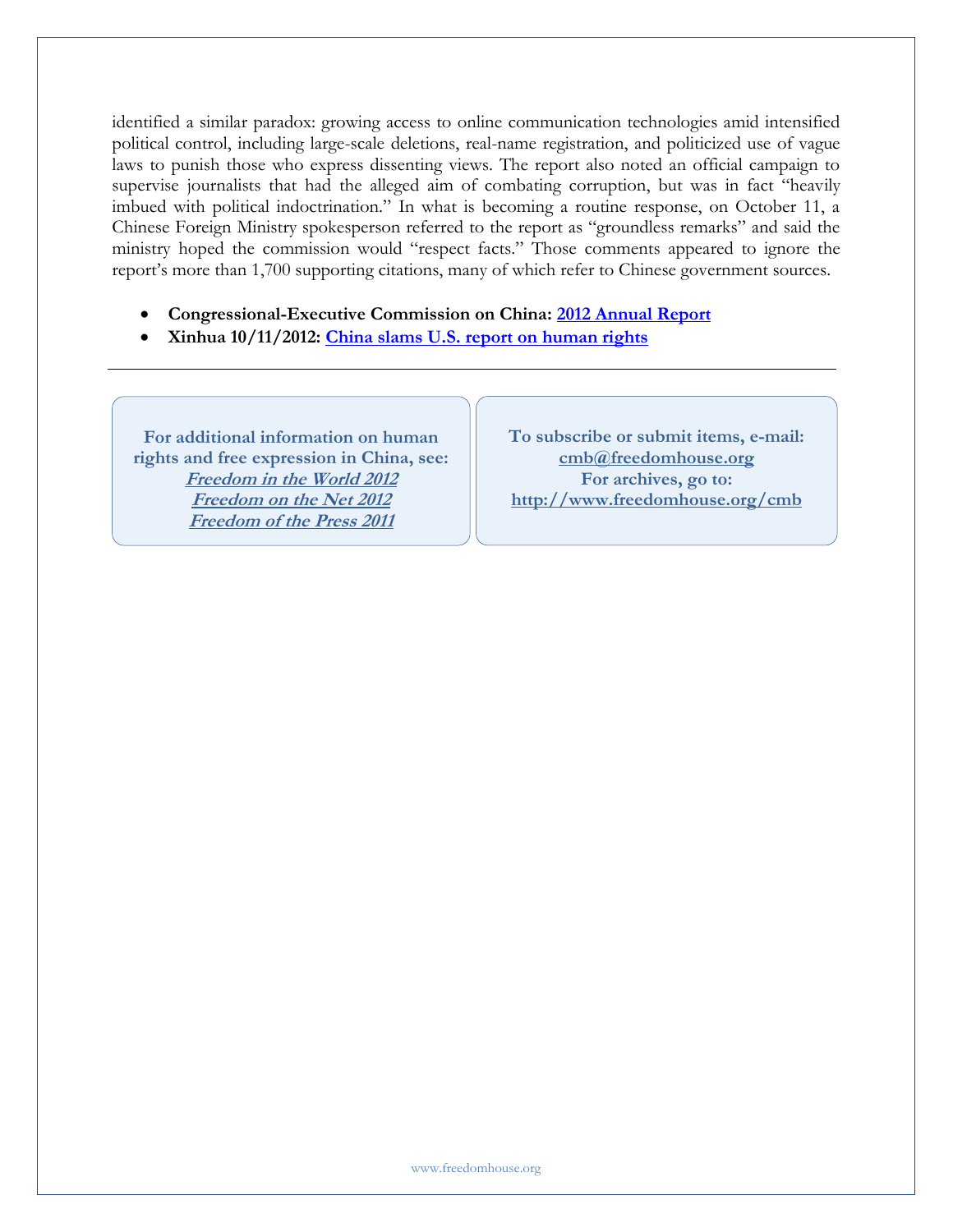identified a similar paradox: growing access to online communication technologies amid intensified political control, including large-scale deletions, real-name registration, and politicized use of vague laws to punish those who express dissenting views. The report also noted an official campaign to supervise journalists that had the alleged aim of combating corruption, but was in fact "heavily imbued with political indoctrination." In what is becoming a routine response, on October 11, a Chinese Foreign Ministry spokesperson referred to the report as "groundless remarks" and said the ministry hoped the commission would "respect facts." Those comments appeared to ignore the report's more than 1,700 supporting citations, many of which refer to Chinese government sources.

- **Congressional-Executive Commission on China: 2012 Annual Report**
- **Xinhua 10/11/2012: China slams U.S. report on human rights**

---

**For additional information on human rights and free expression in China, see:**
***Freedom in the World 2012***
***Freedom on the Net 2012***
***Freedom of the Press 2011***

**To subscribe or submit items, e-mail:**
**cmb@freedomhouse.org**
**For archives, go to:**
**http://www.freedomhouse.org/cmb**